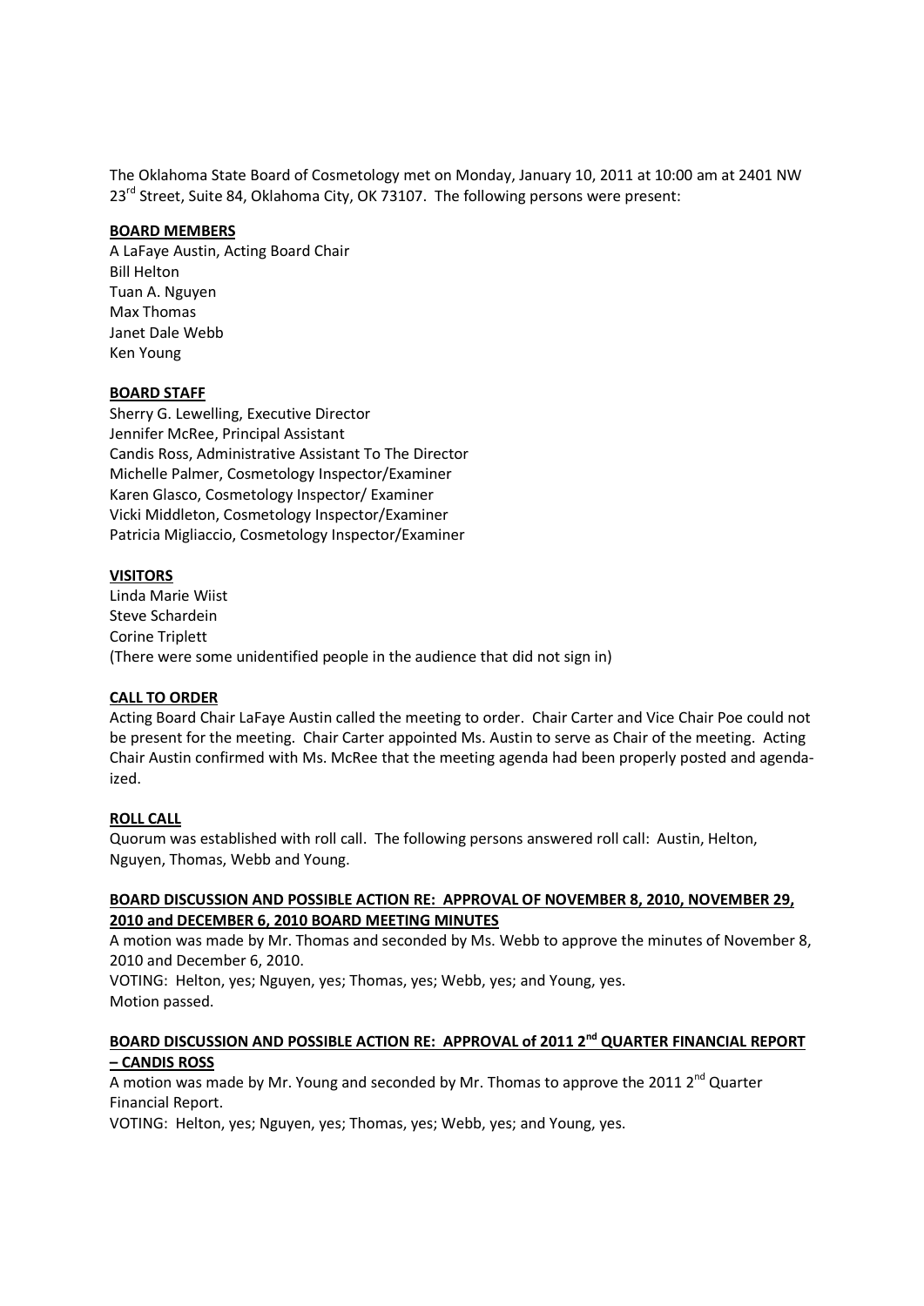The Oklahoma State Board of Cosmetology met on Monday, January 10, 2011 at 10:00 am at 2401 NW 23rd Street, Suite 84, Oklahoma City, OK 73107. The following persons were present:

**BOARD MEMBERS**

A LaFaye Austin, Acting Board Chair
Bill Helton
Tuan A. Nguyen
Max Thomas
Janet Dale Webb
Ken Young

**BOARD STAFF**

Sherry G. Lewelling, Executive Director
Jennifer McRee, Principal Assistant
Candis Ross, Administrative Assistant To The Director
Michelle Palmer, Cosmetology Inspector/Examiner
Karen Glasco, Cosmetology Inspector/ Examiner
Vicki Middleton, Cosmetology Inspector/Examiner
Patricia Migliaccio, Cosmetology Inspector/Examiner

**VISITORS**

Linda Marie Wiist
Steve Schardein
Corine Triplett
(There were some unidentified people in the audience that did not sign in)

**CALL TO ORDER**

Acting Board Chair LaFaye Austin called the meeting to order. Chair Carter and Vice Chair Poe could not be present for the meeting. Chair Carter appointed Ms. Austin to serve as Chair of the meeting. Acting Chair Austin confirmed with Ms. McRee that the meeting agenda had been properly posted and agenda-ized.

**ROLL CALL**

Quorum was established with roll call. The following persons answered roll call: Austin, Helton, Nguyen, Thomas, Webb and Young.

**BOARD DISCUSSION AND POSSIBLE ACTION RE: APPROVAL OF NOVEMBER 8, 2010, NOVEMBER 29, 2010 and DECEMBER 6, 2010 BOARD MEETING MINUTES**

A motion was made by Mr. Thomas and seconded by Ms. Webb to approve the minutes of November 8, 2010 and December 6, 2010.
VOTING: Helton, yes; Nguyen, yes; Thomas, yes; Webb, yes; and Young, yes.
Motion passed.

**BOARD DISCUSSION AND POSSIBLE ACTION RE: APPROVAL of 2011 2nd QUARTER FINANCIAL REPORT – CANDIS ROSS**

A motion was made by Mr. Young and seconded by Mr. Thomas to approve the 2011 2nd Quarter Financial Report.
VOTING: Helton, yes; Nguyen, yes; Thomas, yes; Webb, yes; and Young, yes.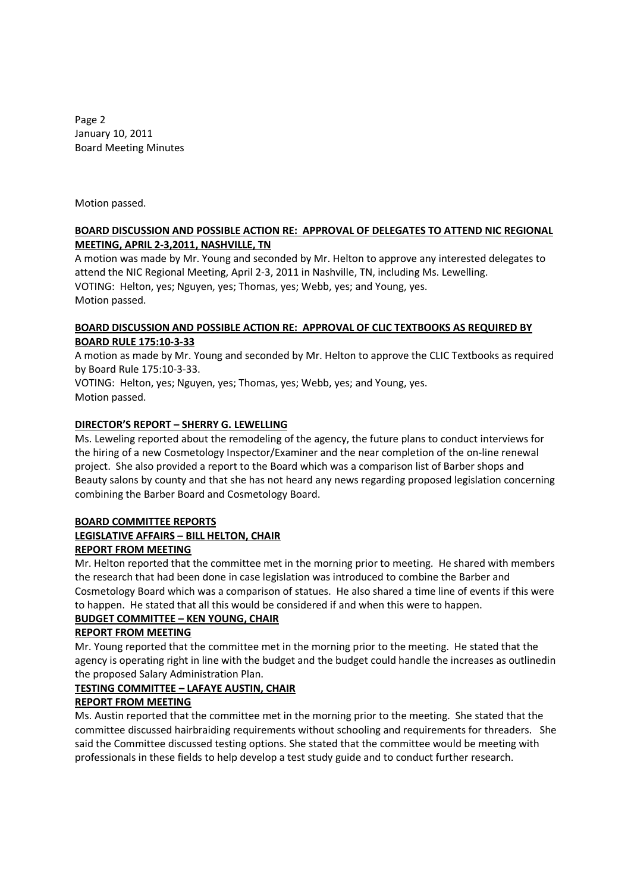Motion passed.

**BOARD DISCUSSION AND POSSIBLE ACTION RE: APPROVAL OF DELEGATES TO ATTEND NIC REGIONAL MEETING, APRIL 2-3,2011, NASHVILLE, TN**

A motion was made by Mr. Young and seconded by Mr. Helton to approve any interested delegates to attend the NIC Regional Meeting, April 2-3, 2011 in Nashville, TN, including Ms. Lewelling.
VOTING: Helton, yes; Nguyen, yes; Thomas, yes; Webb, yes; and Young, yes.
Motion passed.

**BOARD DISCUSSION AND POSSIBLE ACTION RE: APPROVAL OF CLIC TEXTBOOKS AS REQUIRED BY BOARD RULE 175:10-3-33**

A motion as made by Mr. Young and seconded by Mr. Helton to approve the CLIC Textbooks as required by Board Rule 175:10-3-33.
VOTING: Helton, yes; Nguyen, yes; Thomas, yes; Webb, yes; and Young, yes.
Motion passed.

**DIRECTOR'S REPORT – SHERRY G. LEWELLING**

Ms. Leweling reported about the remodeling of the agency, the future plans to conduct interviews for the hiring of a new Cosmetology Inspector/Examiner and the near completion of the on-line renewal project. She also provided a report to the Board which was a comparison list of Barber shops and Beauty salons by county and that she has not heard any news regarding proposed legislation concerning combining the Barber Board and Cosmetology Board.

**BOARD COMMITTEE REPORTS**

**LEGISLATIVE AFFAIRS – BILL HELTON, CHAIR**

**REPORT FROM MEETING**

Mr. Helton reported that the committee met in the morning prior to meeting. He shared with members the research that had been done in case legislation was introduced to combine the Barber and Cosmetology Board which was a comparison of statues. He also shared a time line of events if this were to happen. He stated that all this would be considered if and when this were to happen.

**BUDGET COMMITTEE – KEN YOUNG, CHAIR**

**REPORT FROM MEETING**

Mr. Young reported that the committee met in the morning prior to the meeting. He stated that the agency is operating right in line with the budget and the budget could handle the increases as outlinedin the proposed Salary Administration Plan.

**TESTING COMMITTEE – LAFAYE AUSTIN, CHAIR**

**REPORT FROM MEETING**

Ms. Austin reported that the committee met in the morning prior to the meeting. She stated that the committee discussed hairbraiding requirements without schooling and requirements for threaders. She said the Committee discussed testing options. She stated that the committee would be meeting with professionals in these fields to help develop a test study guide and to conduct further research.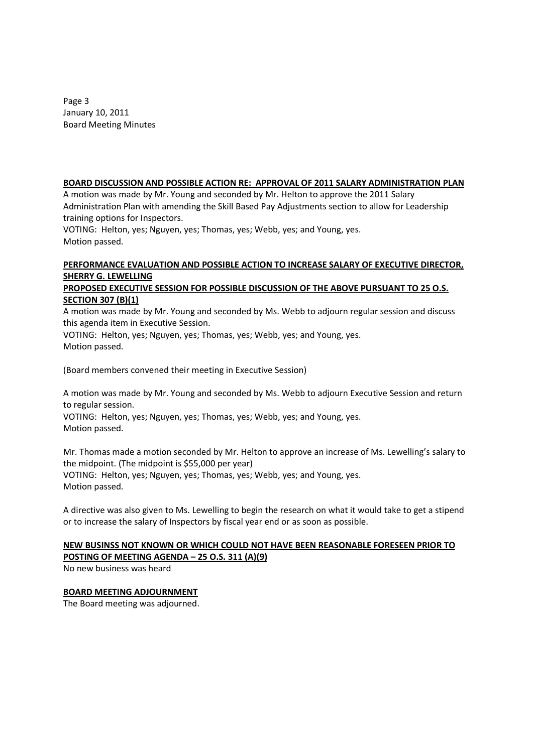**BOARD DISCUSSION AND POSSIBLE ACTION RE: APPROVAL OF 2011 SALARY ADMINISTRATION PLAN**

A motion was made by Mr. Young and seconded by Mr. Helton to approve the 2011 Salary Administration Plan with amending the Skill Based Pay Adjustments section to allow for Leadership training options for Inspectors.

VOTING: Helton, yes; Nguyen, yes; Thomas, yes; Webb, yes; and Young, yes.
Motion passed.

**PERFORMANCE EVALUATION AND POSSIBLE ACTION TO INCREASE SALARY OF EXECUTIVE DIRECTOR, SHERRY G. LEWELLING**

**PROPOSED EXECUTIVE SESSION FOR POSSIBLE DISCUSSION OF THE ABOVE PURSUANT TO 25 O.S. SECTION 307 (B)(1)**

A motion was made by Mr. Young and seconded by Ms. Webb to adjourn regular session and discuss this agenda item in Executive Session.

VOTING: Helton, yes; Nguyen, yes; Thomas, yes; Webb, yes; and Young, yes.
Motion passed.

(Board members convened their meeting in Executive Session)

A motion was made by Mr. Young and seconded by Ms. Webb to adjourn Executive Session and return to regular session.

VOTING: Helton, yes; Nguyen, yes; Thomas, yes; Webb, yes; and Young, yes.
Motion passed.

Mr. Thomas made a motion seconded by Mr. Helton to approve an increase of Ms. Lewelling's salary to the midpoint. (The midpoint is $55,000 per year)

VOTING: Helton, yes; Nguyen, yes; Thomas, yes; Webb, yes; and Young, yes.
Motion passed.

A directive was also given to Ms. Lewelling to begin the research on what it would take to get a stipend or to increase the salary of Inspectors by fiscal year end or as soon as possible.

**NEW BUSINSS NOT KNOWN OR WHICH COULD NOT HAVE BEEN REASONABLE FORESEEN PRIOR TO POSTING OF MEETING AGENDA – 25 O.S. 311 (A)(9)**

No new business was heard

**BOARD MEETING ADJOURNMENT**

The Board meeting was adjourned.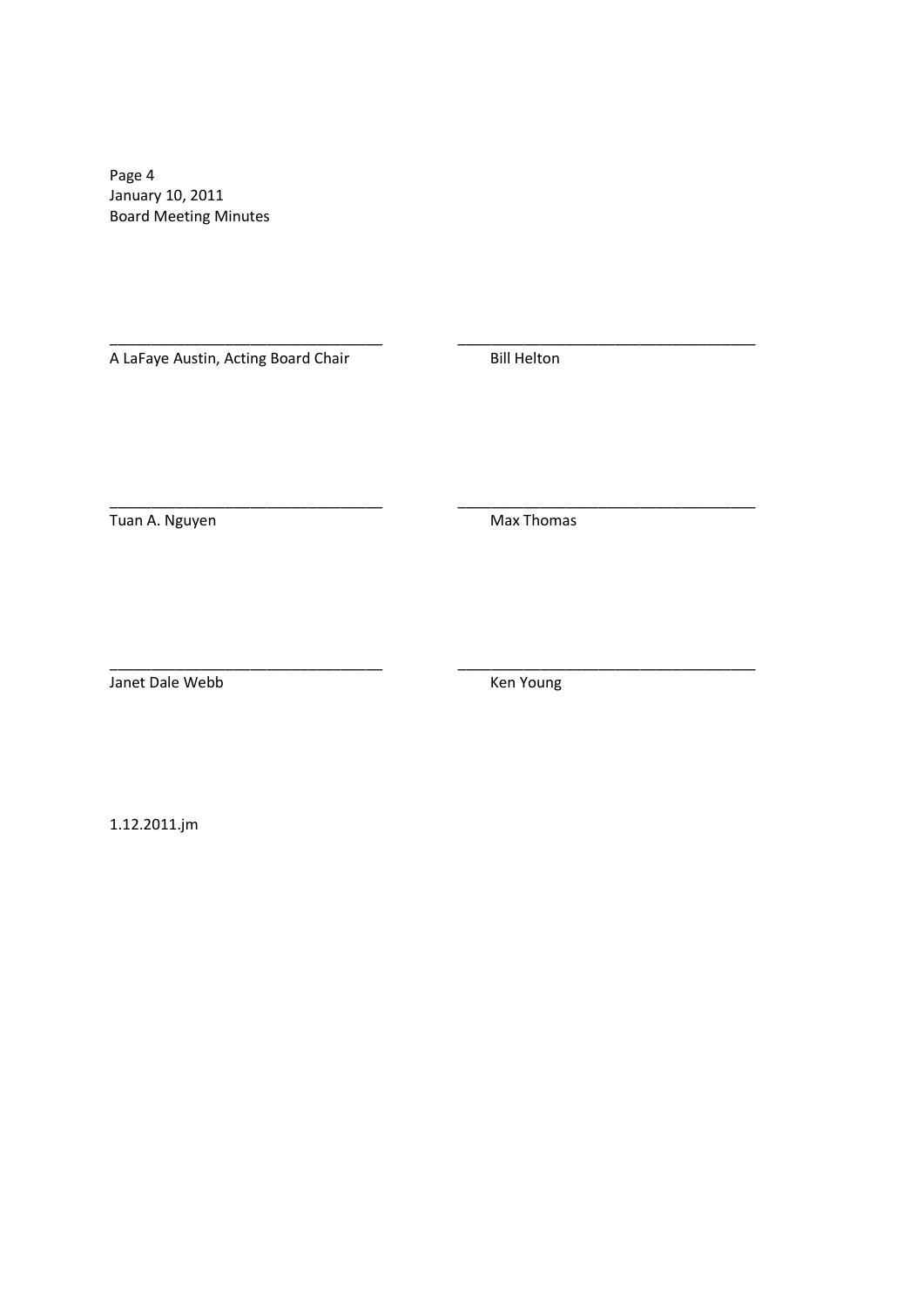\_\_\_\_\_\_\_\_\_\_\_\_\_\_\_\_\_\_\_\_\_\_\_\_\_\_\_\_\_\_\_\_
A LaFaye Austin, Acting Board Chair

\_\_\_\_\_\_\_\_\_\_\_\_\_\_\_\_\_\_\_\_\_\_\_\_\_\_\_\_\_\_\_\_
Bill Helton

\_\_\_\_\_\_\_\_\_\_\_\_\_\_\_\_\_\_\_\_\_\_\_\_\_\_\_\_\_\_\_\_
Tuan A. Nguyen

\_\_\_\_\_\_\_\_\_\_\_\_\_\_\_\_\_\_\_\_\_\_\_\_\_\_\_\_\_\_\_\_
Max Thomas

\_\_\_\_\_\_\_\_\_\_\_\_\_\_\_\_\_\_\_\_\_\_\_\_\_\_\_\_\_\_\_\_
Janet Dale Webb

\_\_\_\_\_\_\_\_\_\_\_\_\_\_\_\_\_\_\_\_\_\_\_\_\_\_\_\_\_\_\_\_
Ken Young

1.12.2011.jm